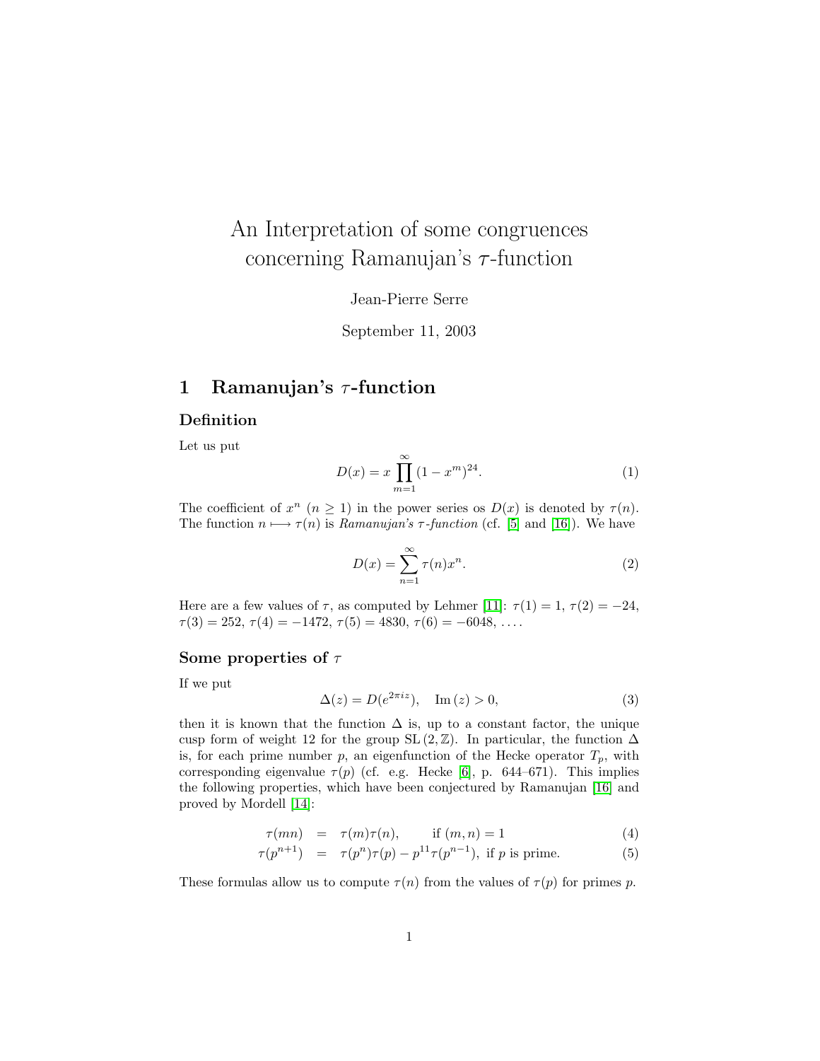# An Interpretation of some congruences concerning Ramanujan's $\tau$-function

Jean-Pierre Serre

September 11, 2003

## 1 Ramanujan's $\tau$-function

### Definition

Let us put

$$D(x) = x \prod_{m=1}^{\infty} (1 - x^m)^{24}. \tag{1}$$

The coefficient of $x^n$ ($n \geq 1$) in the power series os $D(x)$ is denoted by $\tau(n)$. The function $n \longmapsto \tau(n)$ is *Ramanujan's $\tau$-function* (cf. [5] and [16]). We have

$$D(x) = \sum_{n=1}^{\infty} \tau(n) x^n. \tag{2}$$

Here are a few values of $\tau$, as computed by Lehmer [11]: $\tau(1) = 1$, $\tau(2) = -24$, $\tau(3) = 252$, $\tau(4) = -1472$, $\tau(5) = 4830$, $\tau(6) = -6048$, $\ldots$.

### Some properties of $\tau$

If we put

$$\Delta(z) = D(e^{2\pi i z}), \quad \mathrm{Im}\,(z) > 0, \tag{3}$$

then it is known that the function $\Delta$ is, up to a constant factor, the unique cusp form of weight 12 for the group $\mathrm{SL}\,(2, \mathbb{Z})$. In particular, the function $\Delta$ is, for each prime number $p$, an eigenfunction of the Hecke operator $T_p$, with corresponding eigenvalue $\tau(p)$ (cf. e.g. Hecke [6], p. 644–671). This implies the following properties, which have been conjectured by Ramanujan [16] and proved by Mordell [14]:

$$\tau(mn) = \tau(m)\tau(n), \qquad \text{if } (m, n) = 1 \tag{4}$$

$$\tau(p^{n+1}) = \tau(p^n)\tau(p) - p^{11}\tau(p^{n-1}), \text{ if } p \text{ is prime.} \tag{5}$$

These formulas allow us to compute $\tau(n)$ from the values of $\tau(p)$ for primes $p$.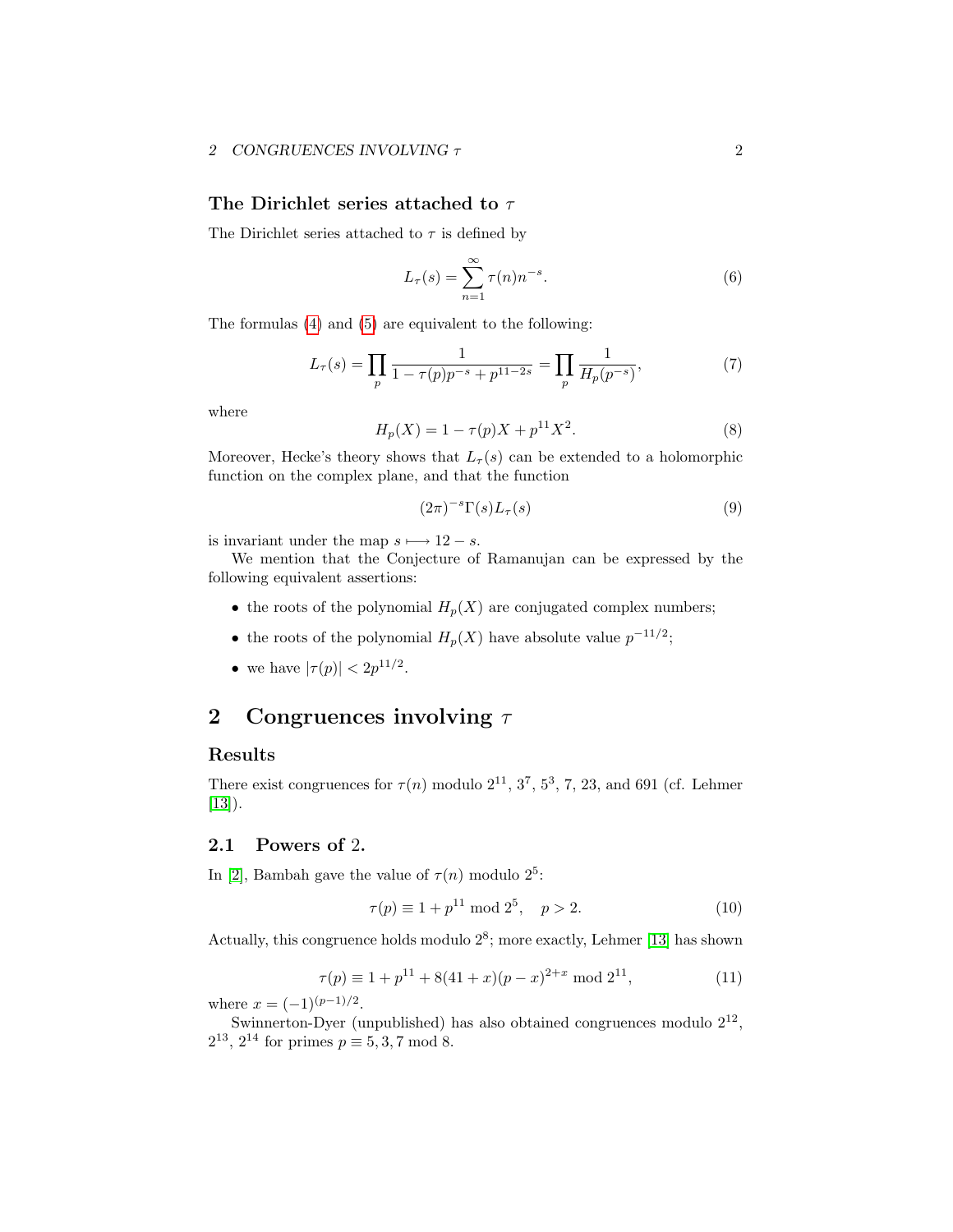### The Dirichlet series attached to $\tau$

The Dirichlet series attached to $\tau$ is defined by

$$L_\tau(s) = \sum_{n=1}^{\infty} \tau(n) n^{-s}. \tag{6}$$

The formulas (4) and (5) are equivalent to the following:

$$L_\tau(s) = \prod_p \frac{1}{1 - \tau(p)p^{-s} + p^{11-2s}} = \prod_p \frac{1}{H_p(p^{-s})}, \tag{7}$$

where

$$H_p(X) = 1 - \tau(p)X + p^{11}X^2. \tag{8}$$

Moreover, Hecke's theory shows that $L_\tau(s)$ can be extended to a holomorphic function on the complex plane, and that the function

$$(2\pi)^{-s}\Gamma(s)L_\tau(s) \tag{9}$$

is invariant under the map $s \longmapsto 12 - s$.

We mention that the Conjecture of Ramanujan can be expressed by the following equivalent assertions:

- the roots of the polynomial $H_p(X)$ are conjugated complex numbers;
- the roots of the polynomial $H_p(X)$ have absolute value $p^{-11/2}$;
- we have $|\tau(p)| < 2p^{11/2}$.

## 2 Congruences involving $\tau$

### Results

There exist congruences for $\tau(n)$ modulo $2^{11}$, $3^7$, $5^3$, 7, 23, and 691 (cf. Lehmer [13]).

### 2.1 Powers of 2.

In [2], Bambah gave the value of $\tau(n)$ modulo $2^5$:

$$\tau(p) \equiv 1 + p^{11} \bmod 2^5, \quad p > 2. \tag{10}$$

Actually, this congruence holds modulo $2^8$; more exactly, Lehmer [13] has shown

$$\tau(p) \equiv 1 + p^{11} + 8(41 + x)(p - x)^{2+x} \bmod 2^{11}, \tag{11}$$

where $x = (-1)^{(p-1)/2}$.

Swinnerton-Dyer (unpublished) has also obtained congruences modulo $2^{12}$, $2^{13}$, $2^{14}$ for primes $p \equiv 5, 3, 7 \bmod 8$.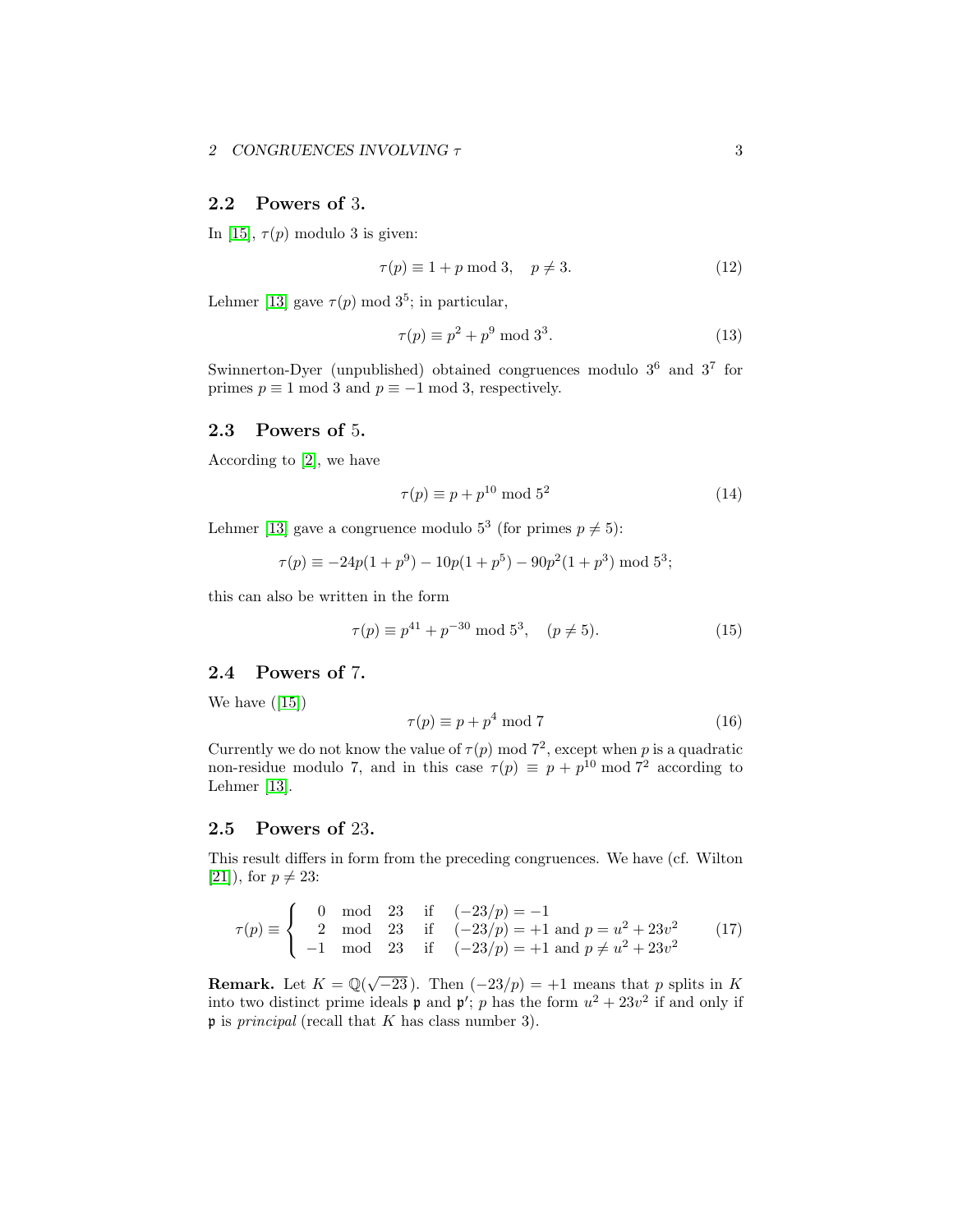## 2.2 Powers of 3.

In [15], $\tau(p)$ modulo 3 is given:

$$\tau(p) \equiv 1 + p \bmod 3, \quad p \neq 3. \tag{12}$$

Lehmer [13] gave $\tau(p) \bmod 3^5$; in particular,

$$\tau(p) \equiv p^2 + p^9 \bmod 3^3. \tag{13}$$

Swinnerton-Dyer (unpublished) obtained congruences modulo $3^6$ and $3^7$ for primes $p \equiv 1 \bmod 3$ and $p \equiv -1 \bmod 3$, respectively.

## 2.3 Powers of 5.

According to [2], we have

$$\tau(p) \equiv p + p^{10} \bmod 5^2 \tag{14}$$

Lehmer [13] gave a congruence modulo $5^3$ (for primes $p \neq 5$):

$$\tau(p) \equiv -24p(1 + p^9) - 10p(1 + p^5) - 90p^2(1 + p^3) \bmod 5^3;$$

this can also be written in the form

$$\tau(p) \equiv p^{41} + p^{-30} \bmod 5^3, \quad (p \neq 5). \tag{15}$$

## 2.4 Powers of 7.

We have ([15])

$$\tau(p) \equiv p + p^4 \bmod 7 \tag{16}$$

Currently we do not know the value of $\tau(p) \bmod 7^2$, except when $p$ is a quadratic non-residue modulo 7, and in this case $\tau(p) \equiv p + p^{10} \bmod 7^2$ according to Lehmer [13].

## 2.5 Powers of 23.

This result differs in form from the preceding congruences. We have (cf. Wilton [21]), for $p \neq 23$:

$$\tau(p) \equiv \begin{cases} 0 \mod 23 & \text{if} \quad (-23/p) = -1 \\ 2 \mod 23 & \text{if} \quad (-23/p) = +1 \text{ and } p = u^2 + 23v^2 \\ -1 \mod 23 & \text{if} \quad (-23/p) = +1 \text{ and } p \neq u^2 + 23v^2 \end{cases} \tag{17}$$

**Remark.** Let $K = \mathbb{Q}(\sqrt{-23})$. Then $(-23/p) = +1$ means that $p$ splits in $K$ into two distinct prime ideals $\mathfrak{p}$ and $\mathfrak{p}'$; $p$ has the form $u^2 + 23v^2$ if and only if $\mathfrak{p}$ is *principal* (recall that $K$ has class number 3).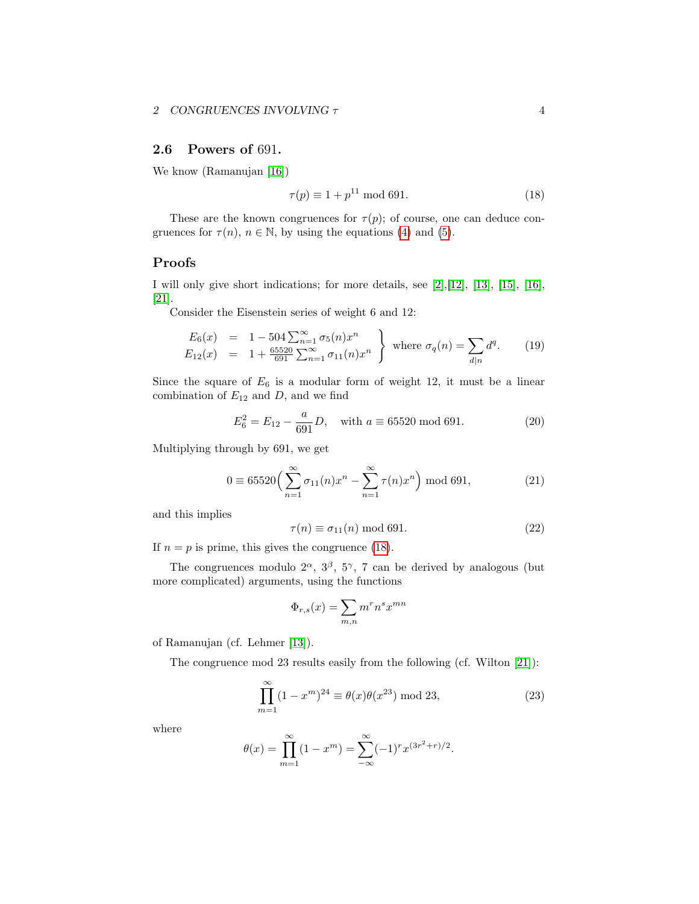### 2.6 Powers of 691.

We know (Ramanujan [16])

$$\tau(p) \equiv 1 + p^{11} \bmod 691. \tag{18}$$

These are the known congruences for $\tau(p)$; of course, one can deduce congruences for $\tau(n)$, $n \in \mathbb{N}$, by using the equations (4) and (5).

## Proofs

I will only give short indications; for more details, see [2],[12], [13], [15], [16], [21].

Consider the Eisenstein series of weight 6 and 12:

$$\left.\begin{array}{rcl} E_6(x) & = & 1 - 504\sum_{n=1}^{\infty}\sigma_5(n)x^n \\ E_{12}(x) & = & 1 + \frac{65520}{691}\sum_{n=1}^{\infty}\sigma_{11}(n)x^n \end{array}\right\} \text{ where } \sigma_q(n) = \sum_{d|n} d^q. \tag{19}$$

Since the square of $E_6$ is a modular form of weight 12, it must be a linear combination of $E_{12}$ and $D$, and we find

$$E_6^2 = E_{12} - \frac{a}{691}D, \quad \text{with } a \equiv 65520 \bmod 691. \tag{20}$$

Multiplying through by 691, we get

$$0 \equiv 65520\Big(\sum_{n=1}^{\infty}\sigma_{11}(n)x^n - \sum_{n=1}^{\infty}\tau(n)x^n\Big) \bmod 691, \tag{21}$$

and this implies

$$\tau(n) \equiv \sigma_{11}(n) \bmod 691. \tag{22}$$

If $n = p$ is prime, this gives the congruence (18).

The congruences modulo $2^\alpha$, $3^\beta$, $5^\gamma$, 7 can be derived by analogous (but more complicated) arguments, using the functions

$$\Phi_{r,s}(x) = \sum_{m,n} m^r n^s x^{mn}$$

of Ramanujan (cf. Lehmer [13]).

The congruence mod 23 results easily from the following (cf. Wilton [21]):

$$\prod_{m=1}^{\infty}(1 - x^m)^{24} \equiv \theta(x)\theta(x^{23}) \bmod 23, \tag{23}$$

where

$$\theta(x) = \prod_{m=1}^{\infty}(1 - x^m) = \sum_{-\infty}^{\infty}(-1)^r x^{(3r^2+r)/2}.$$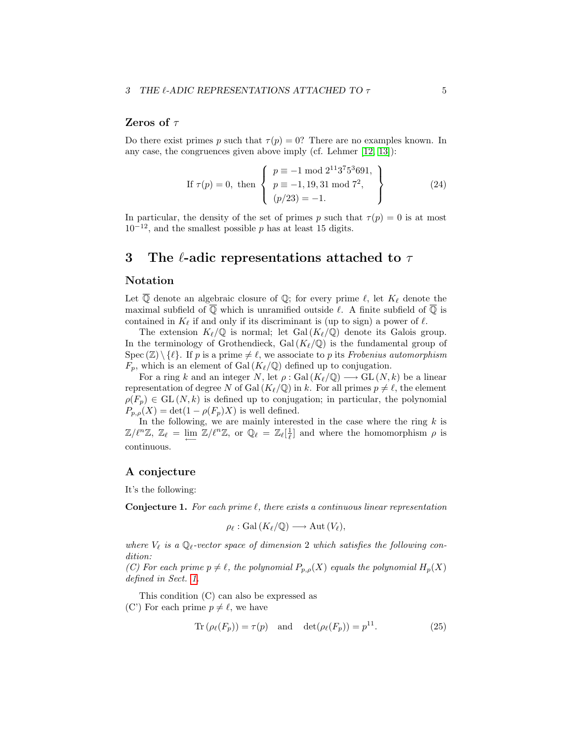### Zeros of $\tau$

Do there exist primes $p$ such that $\tau(p) = 0$? There are no examples known. In any case, the congruences given above imply (cf. Lehmer [12, 13]):

$$\text{If } \tau(p) = 0, \text{ then } \left\{ \begin{array}{l} p \equiv -1 \bmod 2^{11}3^7 5^3 691, \\ p \equiv -1, 19, 31 \bmod 7^2, \\ (p/23) = -1. \end{array} \right\} \tag{24}$$

In particular, the density of the set of primes $p$ such that $\tau(p) = 0$ is at most $10^{-12}$, and the smallest possible $p$ has at least 15 digits.

## 3 The $\ell$-adic representations attached to $\tau$

### Notation

Let $\overline{\mathbb{Q}}$ denote an algebraic closure of $\mathbb{Q}$; for every prime $\ell$, let $K_\ell$ denote the maximal subfield of $\overline{\mathbb{Q}}$ which is unramified outside $\ell$. A finite subfield of $\overline{\mathbb{Q}}$ is contained in $K_\ell$ if and only if its discriminant is (up to sign) a power of $\ell$.

The extension $K_\ell/\mathbb{Q}$ is normal; let $\mathrm{Gal}\,(K_\ell/\mathbb{Q})$ denote its Galois group. In the terminology of Grothendieck, $\mathrm{Gal}\,(K_\ell/\mathbb{Q})$ is the fundamental group of $\mathrm{Spec}\,(\mathbb{Z}) \setminus \{\ell\}$. If $p$ is a prime $\neq \ell$, we associate to $p$ its *Frobenius automorphism* $F_p$, which is an element of $\mathrm{Gal}\,(K_\ell/\mathbb{Q})$ defined up to conjugation.

For a ring $k$ and an integer $N$, let $\rho : \mathrm{Gal}\,(K_\ell/\mathbb{Q}) \longrightarrow \mathrm{GL}\,(N, k)$ be a linear representation of degree $N$ of $\mathrm{Gal}\,(K_\ell/\mathbb{Q})$ in $k$. For all primes $p \neq \ell$, the element $\rho(F_p) \in \mathrm{GL}\,(N, k)$ is defined up to conjugation; in particular, the polynomial $P_{p,\rho}(X) = \det(1 - \rho(F_p)X)$ is well defined.

In the following, we are mainly interested in the case where the ring $k$ is $\mathbb{Z}/\ell^n\mathbb{Z}$, $\mathbb{Z}_\ell = \varprojlim \mathbb{Z}/\ell^n\mathbb{Z}$, or $\mathbb{Q}_\ell = \mathbb{Z}_\ell[\frac{1}{\ell}]$ and where the homomorphism $\rho$ is continuous.

### A conjecture

It's the following:

**Conjecture 1.** *For each prime $\ell$, there exists a continuous linear representation*

$$\rho_\ell : \mathrm{Gal}\,(K_\ell/\mathbb{Q}) \longrightarrow \mathrm{Aut}\,(V_\ell),$$

*where $V_\ell$ is a $\mathbb{Q}_\ell$-vector space of dimension 2 which satisfies the following condition:*
*(C) For each prime $p \neq \ell$, the polynomial $P_{p,\rho}(X)$ equals the polynomial $H_p(X)$ defined in Sect. 1.*

This condition (C) can also be expressed as
(C') For each prime $p \neq \ell$, we have

$$\mathrm{Tr}\,(\rho_\ell(F_p)) = \tau(p) \quad \text{and} \quad \det(\rho_\ell(F_p)) = p^{11}. \tag{25}$$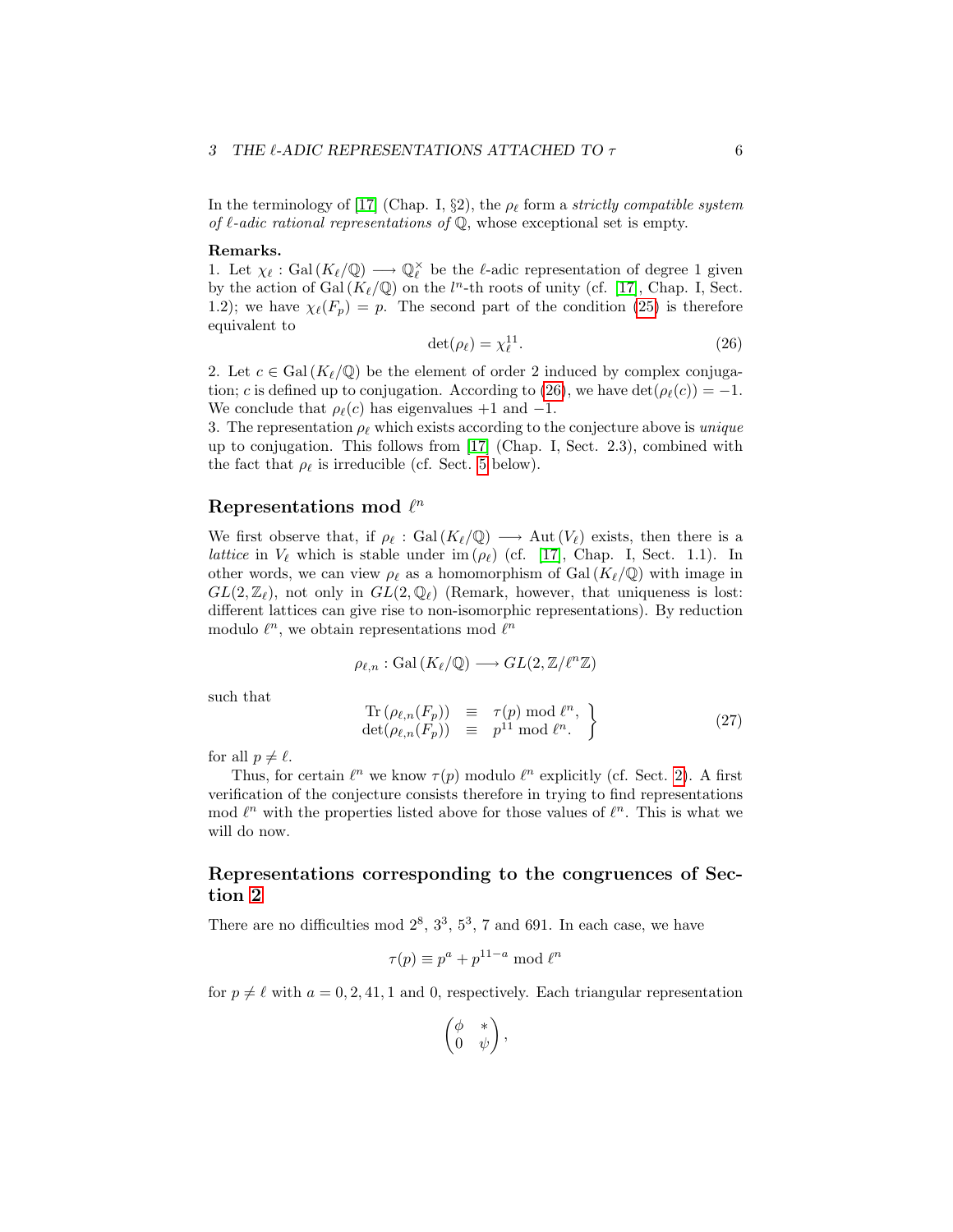In the terminology of [17] (Chap. I, §2), the $\rho_\ell$ form a *strictly compatible system of $\ell$-adic rational representations of* $\mathbb{Q}$, whose exceptional set is empty.

**Remarks.**

1. Let $\chi_\ell : \mathrm{Gal}\,(K_\ell/\mathbb{Q}) \longrightarrow \mathbb{Q}_\ell^\times$ be the $\ell$-adic representation of degree 1 given by the action of $\mathrm{Gal}\,(K_\ell/\mathbb{Q})$ on the $l^n$-th roots of unity (cf. [17], Chap. I, Sect. 1.2); we have $\chi_\ell(F_p) = p$. The second part of the condition (25) is therefore equivalent to

$$\det(\rho_\ell) = \chi_\ell^{11}. \tag{26}$$

2. Let $c \in \mathrm{Gal}\,(K_\ell/\mathbb{Q})$ be the element of order 2 induced by complex conjugation; $c$ is defined up to conjugation. According to (26), we have $\det(\rho_\ell(c)) = -1$. We conclude that $\rho_\ell(c)$ has eigenvalues $+1$ and $-1$.

3. The representation $\rho_\ell$ which exists according to the conjecture above is *unique* up to conjugation. This follows from [17] (Chap. I, Sect. 2.3), combined with the fact that $\rho_\ell$ is irreducible (cf. Sect. 5 below).

## Representations mod $\ell^n$

We first observe that, if $\rho_\ell : \mathrm{Gal}\,(K_\ell/\mathbb{Q}) \longrightarrow \mathrm{Aut}\,(V_\ell)$ exists, then there is a *lattice* in $V_\ell$ which is stable under $\mathrm{im}\,(\rho_\ell)$ (cf. [17], Chap. I, Sect. 1.1). In other words, we can view $\rho_\ell$ as a homomorphism of $\mathrm{Gal}\,(K_\ell/\mathbb{Q})$ with image in $GL(2, \mathbb{Z}_\ell)$, not only in $GL(2, \mathbb{Q}_\ell)$ (Remark, however, that uniqueness is lost: different lattices can give rise to non-isomorphic representations). By reduction modulo $\ell^n$, we obtain representations mod $\ell^n$

$$\rho_{\ell,n} : \mathrm{Gal}\,(K_\ell/\mathbb{Q}) \longrightarrow GL(2, \mathbb{Z}/\ell^n\mathbb{Z})$$

such that

$$\left.\begin{array}{rcl} \mathrm{Tr}\,(\rho_{\ell,n}(F_p)) & \equiv & \tau(p) \bmod \ell^n, \\ \det(\rho_{\ell,n}(F_p)) & \equiv & p^{11} \bmod \ell^n. \end{array}\right\} \tag{27}$$

for all $p \neq \ell$.

Thus, for certain $\ell^n$ we know $\tau(p)$ modulo $\ell^n$ explicitly (cf. Sect. 2). A first verification of the conjecture consists therefore in trying to find representations mod $\ell^n$ with the properties listed above for those values of $\ell^n$. This is what we will do now.

## Representations corresponding to the congruences of Section 2

There are no difficulties mod $2^8$, $3^3$, $5^3$, 7 and 691. In each case, we have

$$\tau(p) \equiv p^a + p^{11-a} \bmod \ell^n$$

for $p \neq \ell$ with $a = 0, 2, 41, 1$ and 0, respectively. Each triangular representation

$$\begin{pmatrix} \phi & * \\ 0 & \psi \end{pmatrix},$$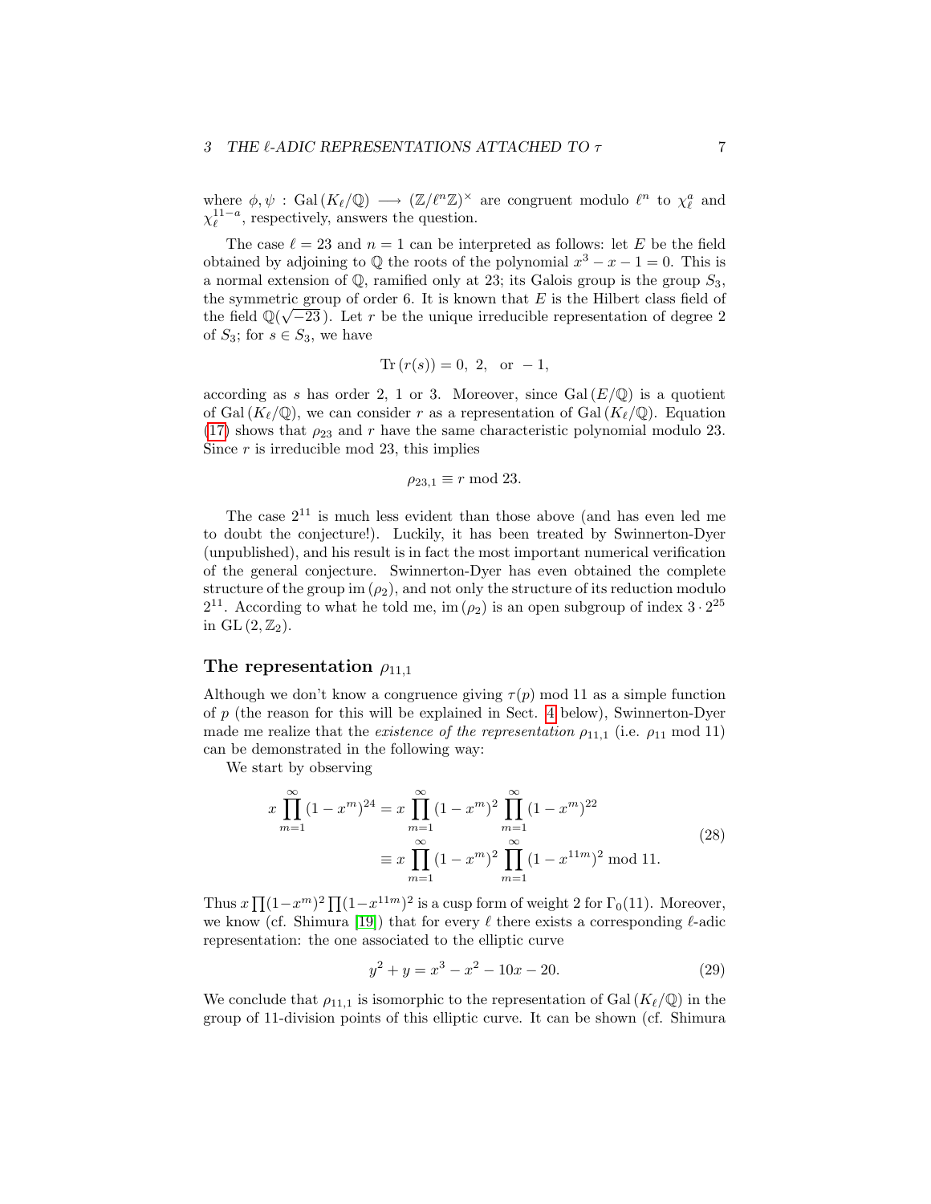where $\phi, \psi : \mathrm{Gal}(K_\ell/\mathbb{Q}) \longrightarrow (\mathbb{Z}/\ell^n\mathbb{Z})^\times$ are congruent modulo $\ell^n$ to $\chi_\ell^a$ and $\chi_\ell^{11-a}$, respectively, answers the question.

The case $\ell = 23$ and $n = 1$ can be interpreted as follows: let $E$ be the field obtained by adjoining to $\mathbb{Q}$ the roots of the polynomial $x^3 - x - 1 = 0$. This is a normal extension of $\mathbb{Q}$, ramified only at 23; its Galois group is the group $S_3$, the symmetric group of order 6. It is known that $E$ is the Hilbert class field of the field $\mathbb{Q}(\sqrt{-23})$. Let $r$ be the unique irreducible representation of degree 2 of $S_3$; for $s \in S_3$, we have

$$\mathrm{Tr}(r(s)) = 0, \ 2, \quad \text{or} \ -1,$$

according as $s$ has order 2, 1 or 3. Moreover, since $\mathrm{Gal}(E/\mathbb{Q})$ is a quotient of $\mathrm{Gal}(K_\ell/\mathbb{Q})$, we can consider $r$ as a representation of $\mathrm{Gal}(K_\ell/\mathbb{Q})$. Equation (17) shows that $\rho_{23}$ and $r$ have the same characteristic polynomial modulo 23. Since $r$ is irreducible mod 23, this implies

$$\rho_{23,1} \equiv r \bmod 23.$$

The case $2^{11}$ is much less evident than those above (and has even led me to doubt the conjecture!). Luckily, it has been treated by Swinnerton-Dyer (unpublished), and his result is in fact the most important numerical verification of the general conjecture. Swinnerton-Dyer has even obtained the complete structure of the group $\mathrm{im}(\rho_2)$, and not only the structure of its reduction modulo $2^{11}$. According to what he told me, $\mathrm{im}(\rho_2)$ is an open subgroup of index $3 \cdot 2^{25}$ in $\mathrm{GL}(2, \mathbb{Z}_2)$.

## The representation $\rho_{11,1}$

Although we don't know a congruence giving $\tau(p)$ mod 11 as a simple function of $p$ (the reason for this will be explained in Sect. 4 below), Swinnerton-Dyer made me realize that the *existence of the representation* $\rho_{11,1}$ (i.e. $\rho_{11}$ mod 11) can be demonstrated in the following way:

We start by observing

$$\begin{aligned} x\prod_{m=1}^{\infty}(1-x^m)^{24} &= x\prod_{m=1}^{\infty}(1-x^m)^2\prod_{m=1}^{\infty}(1-x^m)^{22} \\ &\equiv x\prod_{m=1}^{\infty}(1-x^m)^2\prod_{m=1}^{\infty}(1-x^{11m})^2 \bmod 11. \end{aligned} \tag{28}$$

Thus $x\prod(1-x^m)^2\prod(1-x^{11m})^2$ is a cusp form of weight 2 for $\Gamma_0(11)$. Moreover, we know (cf. Shimura [19]) that for every $\ell$ there exists a corresponding $\ell$-adic representation: the one associated to the elliptic curve

$$y^2 + y = x^3 - x^2 - 10x - 20. \tag{29}$$

We conclude that $\rho_{11,1}$ is isomorphic to the representation of $\mathrm{Gal}(K_\ell/\mathbb{Q})$ in the group of 11-division points of this elliptic curve. It can be shown (cf. Shimura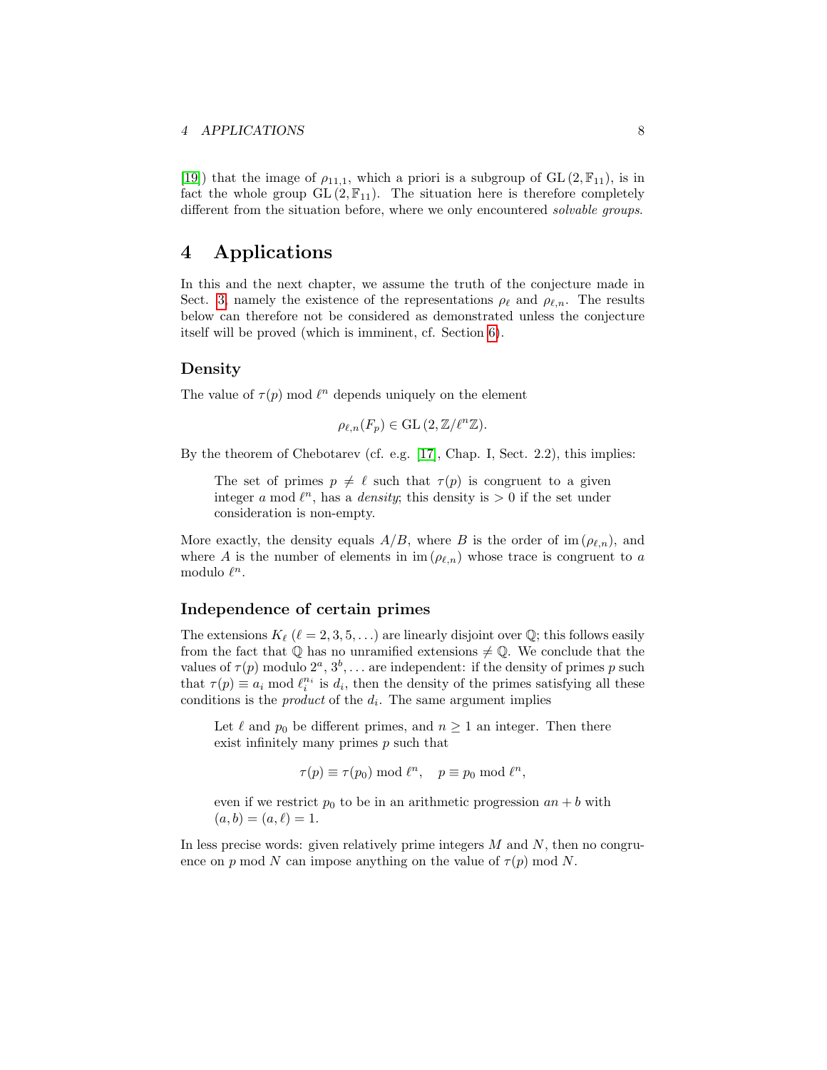[19]) that the image of $\rho_{11,1}$, which a priori is a subgroup of $\mathrm{GL}(2, \mathbb{F}_{11})$, is in fact the whole group $\mathrm{GL}(2, \mathbb{F}_{11})$. The situation here is therefore completely different from the situation before, where we only encountered *solvable groups*.

# 4 Applications

In this and the next chapter, we assume the truth of the conjecture made in Sect. 3, namely the existence of the representations $\rho_\ell$ and $\rho_{\ell,n}$. The results below can therefore not be considered as demonstrated unless the conjecture itself will be proved (which is imminent, cf. Section 6).

### Density

The value of $\tau(p) \bmod \ell^n$ depends uniquely on the element

$$\rho_{\ell,n}(F_p) \in \mathrm{GL}(2, \mathbb{Z}/\ell^n\mathbb{Z}).$$

By the theorem of Chebotarev (cf. e.g. [17], Chap. I, Sect. 2.2), this implies:

> The set of primes $p \neq \ell$ such that $\tau(p)$ is congruent to a given integer $a \bmod \ell^n$, has a *density*; this density is $> 0$ if the set under consideration is non-empty.

More exactly, the density equals $A/B$, where $B$ is the order of $\mathrm{im}(\rho_{\ell,n})$, and where $A$ is the number of elements in $\mathrm{im}(\rho_{\ell,n})$ whose trace is congruent to $a$ modulo $\ell^n$.

### Independence of certain primes

The extensions $K_\ell$ ($\ell = 2, 3, 5, \ldots$) are linearly disjoint over $\mathbb{Q}$; this follows easily from the fact that $\mathbb{Q}$ has no unramified extensions $\neq \mathbb{Q}$. We conclude that the values of $\tau(p)$ modulo $2^a$, $3^b, \ldots$ are independent: if the density of primes $p$ such that $\tau(p) \equiv a_i \bmod \ell_i^{n_i}$ is $d_i$, then the density of the primes satisfying all these conditions is the *product* of the $d_i$. The same argument implies

> Let $\ell$ and $p_0$ be different primes, and $n \geq 1$ an integer. Then there exist infinitely many primes $p$ such that
>
> $$\tau(p) \equiv \tau(p_0) \bmod \ell^n, \quad p \equiv p_0 \bmod \ell^n,$$
>
> even if we restrict $p_0$ to be in an arithmetic progression $an + b$ with $(a, b) = (a, \ell) = 1$.

In less precise words: given relatively prime integers $M$ and $N$, then no congruence on $p \bmod N$ can impose anything on the value of $\tau(p) \bmod N$.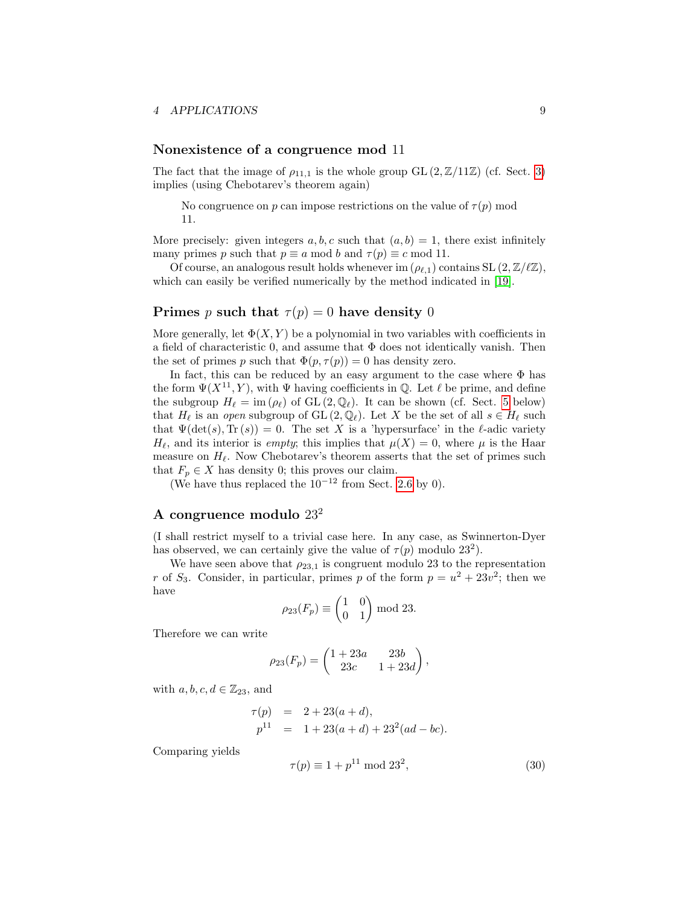## Nonexistence of a congruence mod 11

The fact that the image of $\rho_{11,1}$ is the whole group $\mathrm{GL}(2, \mathbb{Z}/11\mathbb{Z})$ (cf. Sect. 3) implies (using Chebotarev's theorem again)

> No congruence on $p$ can impose restrictions on the value of $\tau(p)$ mod 11.

More precisely: given integers $a, b, c$ such that $(a, b) = 1$, there exist infinitely many primes $p$ such that $p \equiv a$ mod $b$ and $\tau(p) \equiv c$ mod 11.

Of course, an analogous result holds whenever $\mathrm{im}(\rho_{\ell,1})$ contains $\mathrm{SL}(2, \mathbb{Z}/\ell\mathbb{Z})$, which can easily be verified numerically by the method indicated in [19].

## Primes $p$ such that $\tau(p) = 0$ have density 0

More generally, let $\Phi(X, Y)$ be a polynomial in two variables with coefficients in a field of characteristic 0, and assume that $\Phi$ does not identically vanish. Then the set of primes $p$ such that $\Phi(p, \tau(p)) = 0$ has density zero.

In fact, this can be reduced by an easy argument to the case where $\Phi$ has the form $\Psi(X^{11}, Y)$, with $\Psi$ having coefficients in $\mathbb{Q}$. Let $\ell$ be prime, and define the subgroup $H_\ell = \mathrm{im}(\rho_\ell)$ of $\mathrm{GL}(2, \mathbb{Q}_\ell)$. It can be shown (cf. Sect. 5 below) that $H_\ell$ is an *open* subgroup of $\mathrm{GL}(2, \mathbb{Q}_\ell)$. Let $X$ be the set of all $s \in H_\ell$ such that $\Psi(\det(s), \mathrm{Tr}(s)) = 0$. The set $X$ is a 'hypersurface' in the $\ell$-adic variety $H_\ell$, and its interior is *empty*; this implies that $\mu(X) = 0$, where $\mu$ is the Haar measure on $H_\ell$. Now Chebotarev's theorem asserts that the set of primes such that $F_p \in X$ has density 0; this proves our claim.

(We have thus replaced the $10^{-12}$ from Sect. 2.6 by 0).

## A congruence modulo $23^2$

(I shall restrict myself to a trivial case here. In any case, as Swinnerton-Dyer has observed, we can certainly give the value of $\tau(p)$ modulo $23^2$).

We have seen above that $\rho_{23,1}$ is congruent modulo 23 to the representation $r$ of $S_3$. Consider, in particular, primes $p$ of the form $p = u^2 + 23v^2$; then we have

$$\rho_{23}(F_p) \equiv \begin{pmatrix} 1 & 0 \\ 0 & 1 \end{pmatrix} \text{ mod } 23.$$

Therefore we can write

$$\rho_{23}(F_p) = \begin{pmatrix} 1 + 23a & 23b \\ 23c & 1 + 23d \end{pmatrix},$$

with $a, b, c, d \in \mathbb{Z}_{23}$, and

$$\begin{aligned} \tau(p) &= 2 + 23(a + d), \\ p^{11} &= 1 + 23(a + d) + 23^2(ad - bc). \end{aligned}$$

Comparing yields

$$\tau(p) \equiv 1 + p^{11} \text{ mod } 23^2, \tag{30}$$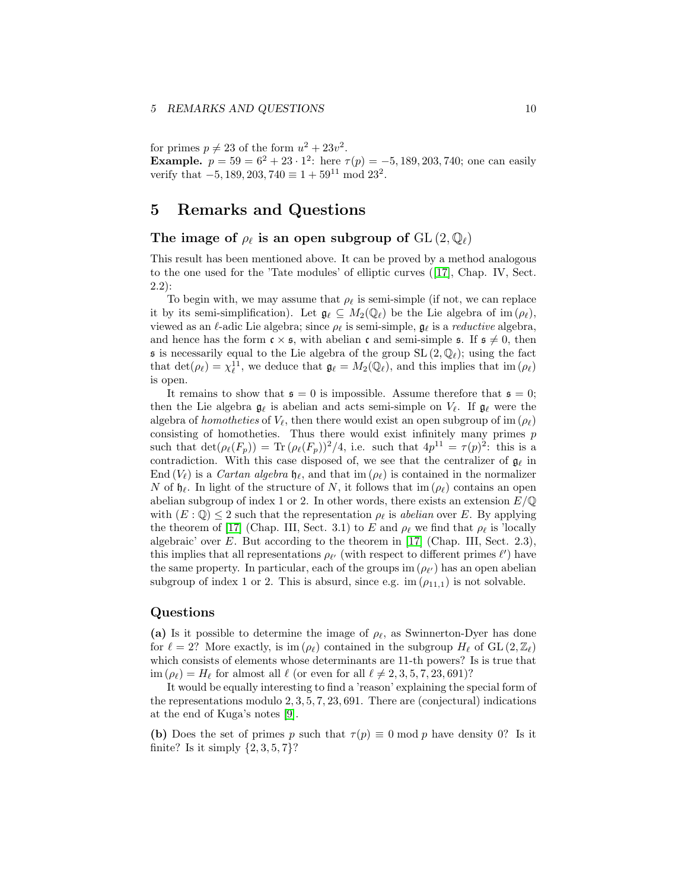for primes $p \neq 23$ of the form $u^2 + 23v^2$.

**Example.** $p = 59 = 6^2 + 23 \cdot 1^2$: here $\tau(p) = -5,189,203,740$; one can easily verify that $-5,189,203,740 \equiv 1 + 59^{11} \bmod 23^2$.

# 5 Remarks and Questions

## The image of $\rho_\ell$ is an open subgroup of $\mathrm{GL}(2, \mathbb{Q}_\ell)$

This result has been mentioned above. It can be proved by a method analogous to the one used for the 'Tate modules' of elliptic curves ([17], Chap. IV, Sect. 2.2):

To begin with, we may assume that $\rho_\ell$ is semi-simple (if not, we can replace it by its semi-simplification). Let $\mathfrak{g}_\ell \subseteq M_2(\mathbb{Q}_\ell)$ be the Lie algebra of $\mathrm{im}(\rho_\ell)$, viewed as an $\ell$-adic Lie algebra; since $\rho_\ell$ is semi-simple, $\mathfrak{g}_\ell$ is a *reductive* algebra, and hence has the form $\mathfrak{c} \times \mathfrak{s}$, with abelian $\mathfrak{c}$ and semi-simple $\mathfrak{s}$. If $\mathfrak{s} \neq 0$, then $\mathfrak{s}$ is necessarily equal to the Lie algebra of the group $\mathrm{SL}(2, \mathbb{Q}_\ell)$; using the fact that $\det(\rho_\ell) = \chi_\ell^{11}$, we deduce that $\mathfrak{g}_\ell = M_2(\mathbb{Q}_\ell)$, and this implies that $\mathrm{im}(\rho_\ell)$ is open.

It remains to show that $\mathfrak{s} = 0$ is impossible. Assume therefore that $\mathfrak{s} = 0$; then the Lie algebra $\mathfrak{g}_\ell$ is abelian and acts semi-simple on $V_\ell$. If $\mathfrak{g}_\ell$ were the algebra of *homotheties* of $V_\ell$, then there would exist an open subgroup of $\mathrm{im}(\rho_\ell)$ consisting of homotheties. Thus there would exist infinitely many primes $p$ such that $\det(\rho_\ell(F_p)) = \mathrm{Tr}(\rho_\ell(F_p))^2/4$, i.e. such that $4p^{11} = \tau(p)^2$: this is a contradiction. With this case disposed of, we see that the centralizer of $\mathfrak{g}_\ell$ in $\mathrm{End}(V_\ell)$ is a *Cartan algebra* $\mathfrak{h}_\ell$, and that $\mathrm{im}(\rho_\ell)$ is contained in the normalizer $N$ of $\mathfrak{h}_\ell$. In light of the structure of $N$, it follows that $\mathrm{im}(\rho_\ell)$ contains an open abelian subgroup of index 1 or 2. In other words, there exists an extension $E/\mathbb{Q}$ with $(E:\mathbb{Q}) \leq 2$ such that the representation $\rho_\ell$ is *abelian* over $E$. By applying the theorem of [17] (Chap. III, Sect. 3.1) to $E$ and $\rho_\ell$ we find that $\rho_\ell$ is 'locally algebraic' over $E$. But according to the theorem in [17] (Chap. III, Sect. 2.3), this implies that all representations $\rho_{\ell'}$ (with respect to different primes $\ell'$) have the same property. In particular, each of the groups $\mathrm{im}(\rho_{\ell'})$ has an open abelian subgroup of index 1 or 2. This is absurd, since e.g. $\mathrm{im}(\rho_{11,1})$ is not solvable.

## Questions

**(a)** Is it possible to determine the image of $\rho_\ell$, as Swinnerton-Dyer has done for $\ell = 2$? More exactly, is $\mathrm{im}(\rho_\ell)$ contained in the subgroup $H_\ell$ of $\mathrm{GL}(2, \mathbb{Z}_\ell)$ which consists of elements whose determinants are 11-th powers? Is is true that $\mathrm{im}(\rho_\ell) = H_\ell$ for almost all $\ell$ (or even for all $\ell \neq 2, 3, 5, 7, 23, 691$)?

It would be equally interesting to find a 'reason' explaining the special form of the representations modulo $2, 3, 5, 7, 23, 691$. There are (conjectural) indications at the end of Kuga's notes [9].

**(b)** Does the set of primes $p$ such that $\tau(p) \equiv 0 \bmod p$ have density 0? Is it finite? Is it simply $\{2, 3, 5, 7\}$?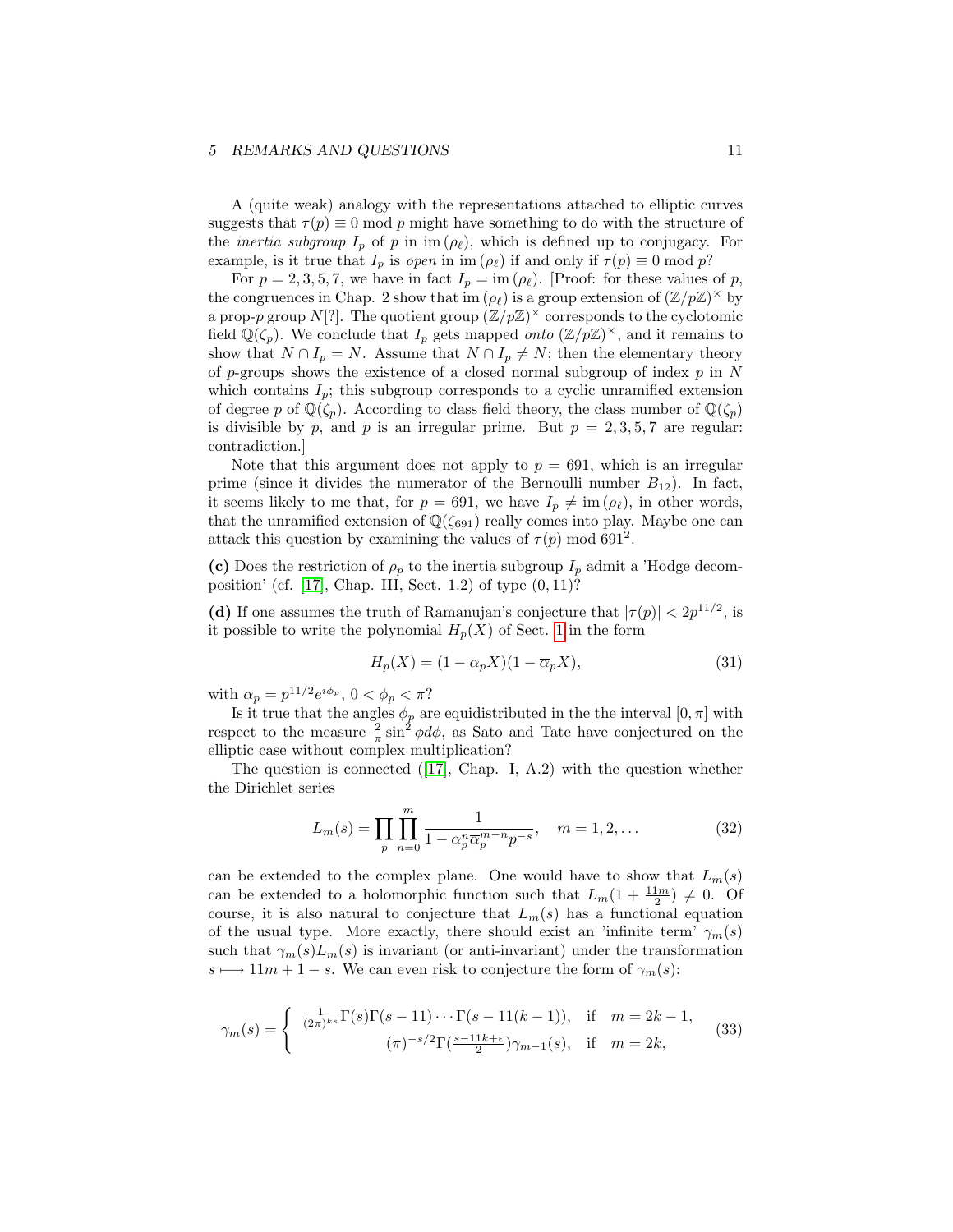A (quite weak) analogy with the representations attached to elliptic curves suggests that $\tau(p) \equiv 0 \bmod p$ might have something to do with the structure of the *inertia subgroup* $I_p$ of $p$ in $\mathrm{im}\,(\rho_\ell)$, which is defined up to conjugacy. For example, is it true that $I_p$ is *open* in $\mathrm{im}\,(\rho_\ell)$ if and only if $\tau(p) \equiv 0 \bmod p$?

For $p = 2, 3, 5, 7$, we have in fact $I_p = \mathrm{im}\,(\rho_\ell)$. [Proof: for these values of $p$, the congruences in Chap. 2 show that $\mathrm{im}\,(\rho_\ell)$ is a group extension of $(\mathbb{Z}/p\mathbb{Z})^\times$ by a prop-$p$ group $N$[?]. The quotient group $(\mathbb{Z}/p\mathbb{Z})^\times$ corresponds to the cyclotomic field $\mathbb{Q}(\zeta_p)$. We conclude that $I_p$ gets mapped *onto* $(\mathbb{Z}/p\mathbb{Z})^\times$, and it remains to show that $N \cap I_p = N$. Assume that $N \cap I_p \neq N$; then the elementary theory of $p$-groups shows the existence of a closed normal subgroup of index $p$ in $N$ which contains $I_p$; this subgroup corresponds to a cyclic unramified extension of degree $p$ of $\mathbb{Q}(\zeta_p)$. According to class field theory, the class number of $\mathbb{Q}(\zeta_p)$ is divisible by $p$, and $p$ is an irregular prime. But $p = 2, 3, 5, 7$ are regular: contradiction.]

Note that this argument does not apply to $p = 691$, which is an irregular prime (since it divides the numerator of the Bernoulli number $B_{12}$). In fact, it seems likely to me that, for $p = 691$, we have $I_p \neq \mathrm{im}\,(\rho_\ell)$, in other words, that the unramified extension of $\mathbb{Q}(\zeta_{691})$ really comes into play. Maybe one can attack this question by examining the values of $\tau(p) \bmod 691^2$.

**(c)** Does the restriction of $\rho_p$ to the inertia subgroup $I_p$ admit a 'Hodge decomposition' (cf. [17], Chap. III, Sect. 1.2) of type $(0, 11)$?

**(d)** If one assumes the truth of Ramanujan's conjecture that $|\tau(p)| < 2p^{11/2}$, is it possible to write the polynomial $H_p(X)$ of Sect. 1 in the form

$$H_p(X) = (1 - \alpha_p X)(1 - \overline{\alpha}_p X), \tag{31}$$

with $\alpha_p = p^{11/2} e^{i\phi_p}$, $0 < \phi_p < \pi$?

Is it true that the angles $\phi_p$ are equidistributed in the the interval $[0, \pi]$ with respect to the measure $\frac{2}{\pi}\sin^2\phi d\phi$, as Sato and Tate have conjectured on the elliptic case without complex multiplication?

The question is connected ([17], Chap. I, A.2) with the question whether the Dirichlet series

$$L_m(s) = \prod_p \prod_{n=0}^{m} \frac{1}{1 - \alpha_p^n \overline{\alpha}_p^{m-n} p^{-s}}, \quad m = 1, 2, \ldots \tag{32}$$

can be extended to the complex plane. One would have to show that $L_m(s)$ can be extended to a holomorphic function such that $L_m(1 + \frac{11m}{2}) \neq 0$. Of course, it is also natural to conjecture that $L_m(s)$ has a functional equation of the usual type. More exactly, there should exist an 'infinite term' $\gamma_m(s)$ such that $\gamma_m(s)L_m(s)$ is invariant (or anti-invariant) under the transformation $s \longmapsto 11m + 1 - s$. We can even risk to conjecture the form of $\gamma_m(s)$:

$$\gamma_m(s) = \begin{cases} \frac{1}{(2\pi)^{ks}}\Gamma(s)\Gamma(s-11)\cdots\Gamma(s-11(k-1)), & \text{if} \quad m = 2k-1, \\ (\pi)^{-s/2}\Gamma(\frac{s-11k+\varepsilon}{2})\gamma_{m-1}(s), & \text{if} \quad m = 2k, \end{cases} \tag{33}$$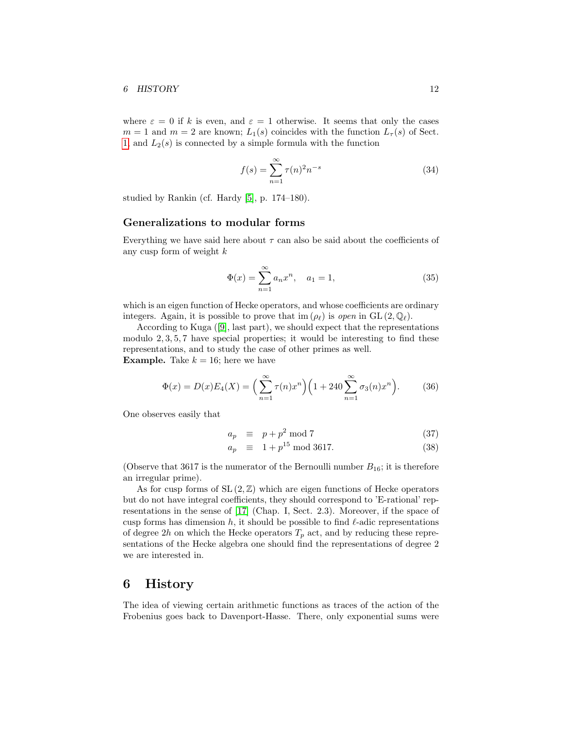where $\varepsilon = 0$ if $k$ is even, and $\varepsilon = 1$ otherwise. It seems that only the cases $m = 1$ and $m = 2$ are known; $L_1(s)$ coincides with the function $L_\tau(s)$ of Sect. 1 and $L_2(s)$ is connected by a simple formula with the function

$$f(s) = \sum_{n=1}^{\infty} \tau(n)^2 n^{-s} \tag{34}$$

studied by Rankin (cf. Hardy [5], p. 174–180).

### Generalizations to modular forms

Everything we have said here about $\tau$ can also be said about the coefficients of any cusp form of weight $k$

$$\Phi(x) = \sum_{n=1}^{\infty} a_n x^n, \quad a_1 = 1, \tag{35}$$

which is an eigen function of Hecke operators, and whose coefficients are ordinary integers. Again, it is possible to prove that $\mathrm{im}\,(\rho_\ell)$ is *open* in $\mathrm{GL}\,(2, \mathbb{Q}_\ell)$.

According to Kuga ([9], last part), we should expect that the representations modulo $2, 3, 5, 7$ have special properties; it would be interesting to find these representations, and to study the case of other primes as well.

**Example.** Take $k = 16$; here we have

$$\Phi(x) = D(x)E_4(X) = \Big(\sum_{n=1}^{\infty} \tau(n)x^n\Big)\Big(1 + 240\sum_{n=1}^{\infty} \sigma_3(n)x^n\Big). \tag{36}$$

One observes easily that

$$a_p \equiv p + p^2 \bmod 7 \tag{37}$$

$$a_p \equiv 1 + p^{15} \bmod 3617. \tag{38}$$

(Observe that 3617 is the numerator of the Bernoulli number $B_{16}$; it is therefore an irregular prime).

As for cusp forms of $\mathrm{SL}\,(2, \mathbb{Z})$ which are eigen functions of Hecke operators but do not have integral coefficients, they should correspond to 'E-rational' representations in the sense of [17] (Chap. I, Sect. 2.3). Moreover, if the space of cusp forms has dimension $h$, it should be possible to find $\ell$-adic representations of degree $2h$ on which the Hecke operators $T_p$ act, and by reducing these representations of the Hecke algebra one should find the representations of degree 2 we are interested in.

## 6 History

The idea of viewing certain arithmetic functions as traces of the action of the Frobenius goes back to Davenport-Hasse. There, only exponential sums were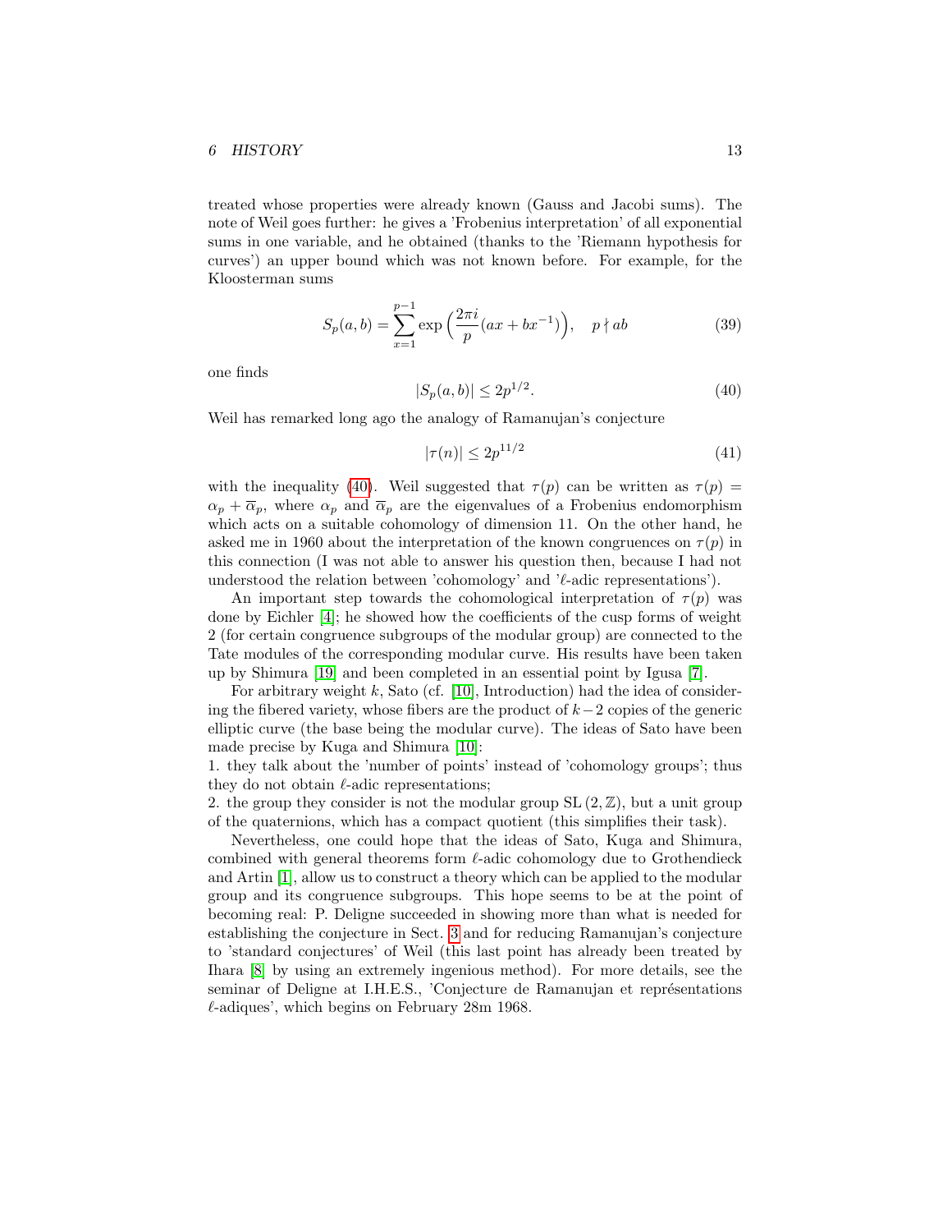treated whose properties were already known (Gauss and Jacobi sums). The note of Weil goes further: he gives a 'Frobenius interpretation' of all exponential sums in one variable, and he obtained (thanks to the 'Riemann hypothesis for curves') an upper bound which was not known before. For example, for the Kloosterman sums

$$S_p(a,b) = \sum_{x=1}^{p-1} \exp\Big(\frac{2\pi i}{p}(ax + bx^{-1})\Big), \quad p \nmid ab \tag{39}$$

one finds

$$|S_p(a,b)| \leq 2p^{1/2}. \tag{40}$$

Weil has remarked long ago the analogy of Ramanujan's conjecture

$$|\tau(n)| \leq 2p^{11/2} \tag{41}$$

with the inequality (40). Weil suggested that $\tau(p)$ can be written as $\tau(p) = \alpha_p + \overline{\alpha}_p$, where $\alpha_p$ and $\overline{\alpha}_p$ are the eigenvalues of a Frobenius endomorphism which acts on a suitable cohomology of dimension 11. On the other hand, he asked me in 1960 about the interpretation of the known congruences on $\tau(p)$ in this connection (I was not able to answer his question then, because I had not understood the relation between 'cohomology' and '$\ell$-adic representations').

An important step towards the cohomological interpretation of $\tau(p)$ was done by Eichler [4]; he showed how the coefficients of the cusp forms of weight 2 (for certain congruence subgroups of the modular group) are connected to the Tate modules of the corresponding modular curve. His results have been taken up by Shimura [19] and been completed in an essential point by Igusa [7].

For arbitrary weight $k$, Sato (cf. [10], Introduction) had the idea of considering the fibered variety, whose fibers are the product of $k-2$ copies of the generic elliptic curve (the base being the modular curve). The ideas of Sato have been made precise by Kuga and Shimura [10]:

1. they talk about the 'number of points' instead of 'cohomology groups'; thus they do not obtain $\ell$-adic representations;
2. the group they consider is not the modular group $\mathrm{SL}(2, \mathbb{Z})$, but a unit group of the quaternions, which has a compact quotient (this simplifies their task).

Nevertheless, one could hope that the ideas of Sato, Kuga and Shimura, combined with general theorems form $\ell$-adic cohomology due to Grothendieck and Artin [1], allow us to construct a theory which can be applied to the modular group and its congruence subgroups. This hope seems to be at the point of becoming real: P. Deligne succeeded in showing more than what is needed for establishing the conjecture in Sect. 3 and for reducing Ramanujan's conjecture to 'standard conjectures' of Weil (this last point has already been treated by Ihara [8] by using an extremely ingenious method). For more details, see the seminar of Deligne at I.H.E.S., 'Conjecture de Ramanujan et représentations $\ell$-adiques', which begins on February 28m 1968.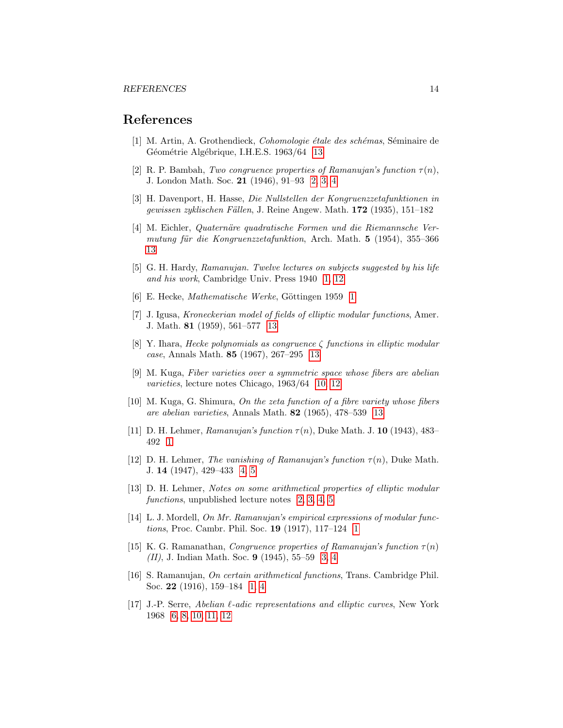# References

[1] M. Artin, A. Grothendieck, *Cohomologie étale des schémas*, Séminaire de Géométrie Algébrique, I.H.E.S. 1963/64 13

[2] R. P. Bambah, *Two congruence properties of Ramanujan's function $\tau(n)$*, J. London Math. Soc. **21** (1946), 91–93 2, 3, 4

[3] H. Davenport, H. Hasse, *Die Nullstellen der Kongruenzzetafunktionen in gewissen zyklischen Fällen*, J. Reine Angew. Math. **172** (1935), 151–182

[4] M. Eichler, *Quaternäre quadratische Formen und die Riemannsche Vermutung für die Kongruenzzetafunktion*, Arch. Math. **5** (1954), 355–366 13

[5] G. H. Hardy, *Ramanujan. Twelve lectures on subjects suggested by his life and his work*, Cambridge Univ. Press 1940 1, 12

[6] E. Hecke, *Mathematische Werke*, Göttingen 1959 1

[7] J. Igusa, *Kroneckerian model of fields of elliptic modular functions*, Amer. J. Math. **81** (1959), 561–577 13

[8] Y. Ihara, *Hecke polynomials as congruence $\zeta$ functions in elliptic modular case*, Annals Math. **85** (1967), 267–295 13

[9] M. Kuga, *Fiber varieties over a symmetric space whose fibers are abelian varieties*, lecture notes Chicago, 1963/64 10, 12

[10] M. Kuga, G. Shimura, *On the zeta function of a fibre variety whose fibers are abelian varieties*, Annals Math. **82** (1965), 478–539 13

[11] D. H. Lehmer, *Ramanujan's function $\tau(n)$*, Duke Math. J. **10** (1943), 483–492 1

[12] D. H. Lehmer, *The vanishing of Ramanujan's function $\tau(n)$*, Duke Math. J. **14** (1947), 429–433 4, 5

[13] D. H. Lehmer, *Notes on some arithmetical properties of elliptic modular functions*, unpublished lecture notes 2, 3, 4, 5

[14] L. J. Mordell, *On Mr. Ramanujan's empirical expressions of modular functions*, Proc. Cambr. Phil. Soc. **19** (1917), 117–124 1

[15] K. G. Ramanathan, *Congruence properties of Ramanujan's function $\tau(n)$ (II)*, J. Indian Math. Soc. **9** (1945), 55–59 3, 4

[16] S. Ramanujan, *On certain arithmetical functions*, Trans. Cambridge Phil. Soc. **22** (1916), 159–184 1, 4

[17] J.-P. Serre, *Abelian $\ell$-adic representations and elliptic curves*, New York 1968 6, 8, 10, 11, 12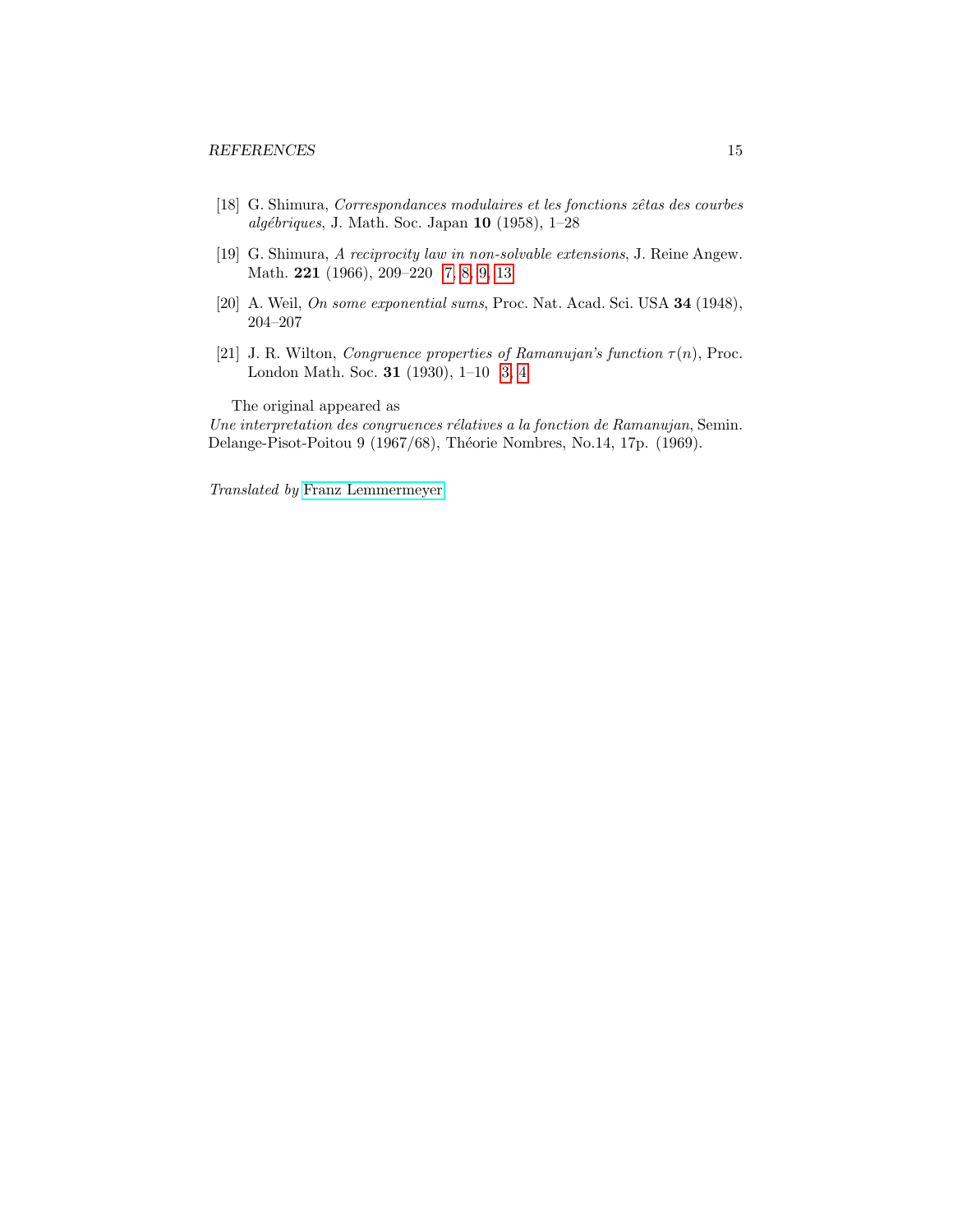[18] G. Shimura, *Correspondances modulaires et les fonctions zêtas des courbes algébriques*, J. Math. Soc. Japan **10** (1958), 1–28

[19] G. Shimura, *A reciprocity law in non-solvable extensions*, J. Reine Angew. Math. **221** (1966), 209–220 7, 8, 9, 13

[20] A. Weil, *On some exponential sums*, Proc. Nat. Acad. Sci. USA **34** (1948), 204–207

[21] J. R. Wilton, *Congruence properties of Ramanujan's function* $\tau(n)$, Proc. London Math. Soc. **31** (1930), 1–10 3, 4

The original appeared as
*Une interpretation des congruences rélatives a la fonction de Ramanujan*, Semin. Delange-Pisot-Poitou 9 (1967/68), Théorie Nombres, No.14, 17p. (1969).

*Translated by* Franz Lemmermeyer